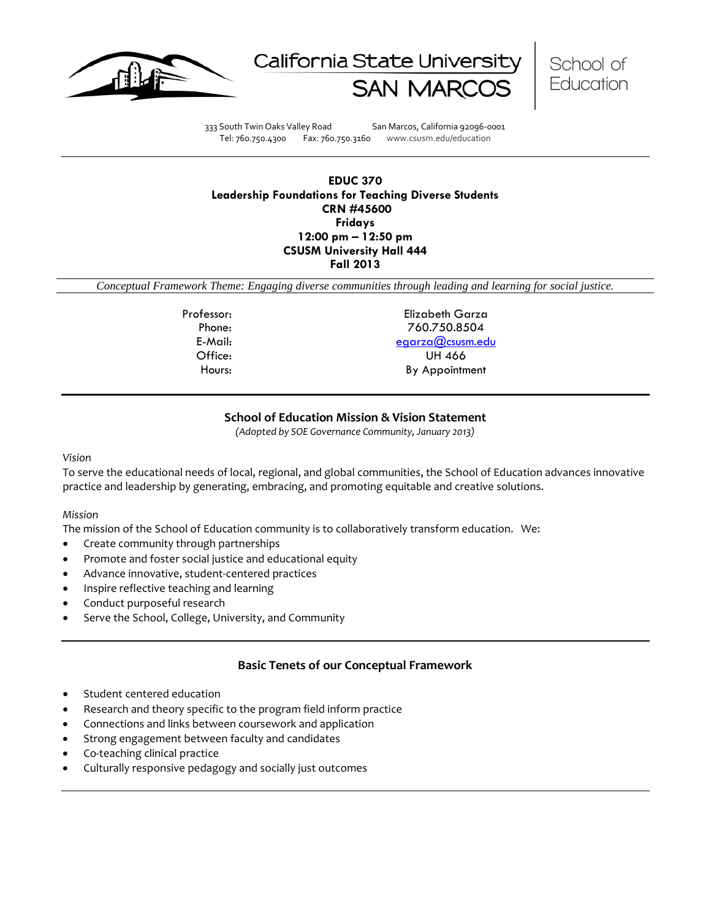California State University SAN MARCOS | School of Education

333 South Twin Oaks Valley Road San Marcos, California 92096-0001
Tel: 760.750.4300 Fax: 760.750.3160 www.csusm.edu/education

---

# EDUC 370
## Leadership Foundations for Teaching Diverse Students
**CRN #45600**
**Fridays**
**12:00 pm – 12:50 pm**
**CSUSM University Hall 444**
**Fall 2013**

*Conceptual Framework Theme: Engaging diverse communities through leading and learning for social justice.*

| | |
|---|---|
| Professor: | Elizabeth Garza |
| Phone: | 760.750.8504 |
| E-Mail: | egarza@csusm.edu |
| Office: | UH 466 |
| Hours: | By Appointment |

---

## School of Education Mission & Vision Statement

*(Adopted by SOE Governance Community, January 2013)*

*Vision*

To serve the educational needs of local, regional, and global communities, the School of Education advances innovative practice and leadership by generating, embracing, and promoting equitable and creative solutions.

*Mission*

The mission of the School of Education community is to collaboratively transform education. We:

- Create community through partnerships
- Promote and foster social justice and educational equity
- Advance innovative, student-centered practices
- Inspire reflective teaching and learning
- Conduct purposeful research
- Serve the School, College, University, and Community

---

## Basic Tenets of our Conceptual Framework

- Student centered education
- Research and theory specific to the program field inform practice
- Connections and links between coursework and application
- Strong engagement between faculty and candidates
- Co-teaching clinical practice
- Culturally responsive pedagogy and socially just outcomes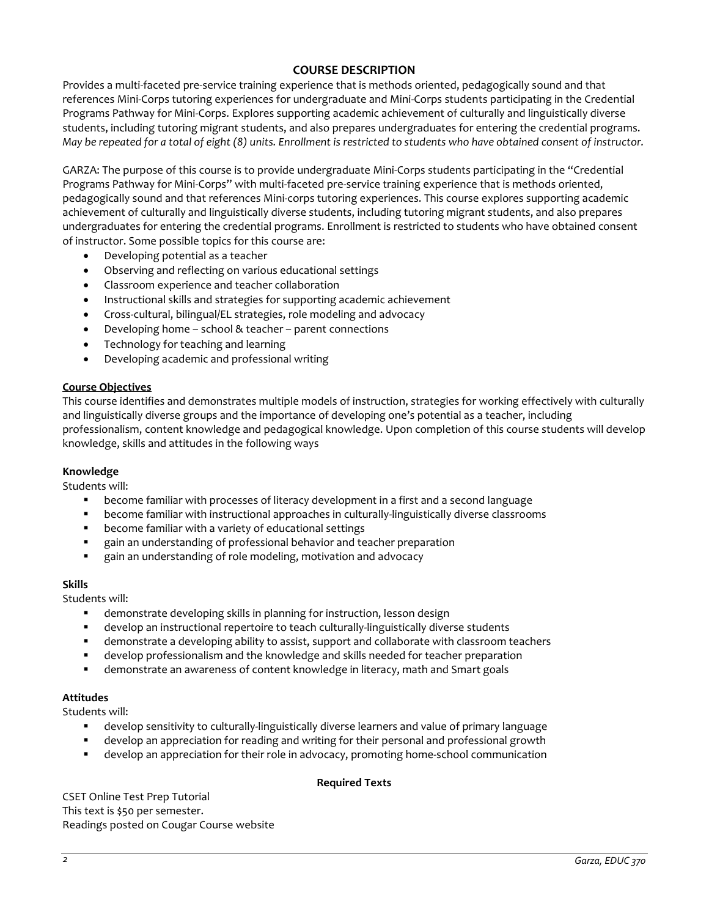## COURSE DESCRIPTION

Provides a multi-faceted pre-service training experience that is methods oriented, pedagogically sound and that references Mini-Corps tutoring experiences for undergraduate and Mini-Corps students participating in the Credential Programs Pathway for Mini-Corps. Explores supporting academic achievement of culturally and linguistically diverse students, including tutoring migrant students, and also prepares undergraduates for entering the credential programs. *May be repeated for a total of eight (8) units. Enrollment is restricted to students who have obtained consent of instructor.*

GARZA: The purpose of this course is to provide undergraduate Mini-Corps students participating in the "Credential Programs Pathway for Mini-Corps" with multi-faceted pre-service training experience that is methods oriented, pedagogically sound and that references Mini-corps tutoring experiences. This course explores supporting academic achievement of culturally and linguistically diverse students, including tutoring migrant students, and also prepares undergraduates for entering the credential programs. Enrollment is restricted to students who have obtained consent of instructor. Some possible topics for this course are:

- Developing potential as a teacher
- Observing and reflecting on various educational settings
- Classroom experience and teacher collaboration
- Instructional skills and strategies for supporting academic achievement
- Cross-cultural, bilingual/EL strategies, role modeling and advocacy
- Developing home – school & teacher – parent connections
- Technology for teaching and learning
- Developing academic and professional writing

**Course Objectives**

This course identifies and demonstrates multiple models of instruction, strategies for working effectively with culturally and linguistically diverse groups and the importance of developing one's potential as a teacher, including professionalism, content knowledge and pedagogical knowledge. Upon completion of this course students will develop knowledge, skills and attitudes in the following ways

**Knowledge**

Students will:

- become familiar with processes of literacy development in a first and a second language
- become familiar with instructional approaches in culturally-linguistically diverse classrooms
- become familiar with a variety of educational settings
- gain an understanding of professional behavior and teacher preparation
- gain an understanding of role modeling, motivation and advocacy

**Skills**

Students will:

- demonstrate developing skills in planning for instruction, lesson design
- develop an instructional repertoire to teach culturally-linguistically diverse students
- demonstrate a developing ability to assist, support and collaborate with classroom teachers
- develop professionalism and the knowledge and skills needed for teacher preparation
- demonstrate an awareness of content knowledge in literacy, math and Smart goals

**Attitudes**

Students will:

- develop sensitivity to culturally-linguistically diverse learners and value of primary language
- develop an appreciation for reading and writing for their personal and professional growth
- develop an appreciation for their role in advocacy, promoting home-school communication

**Required Texts**

CSET Online Test Prep Tutorial  
This text is $50 per semester.  
Readings posted on Cougar Course website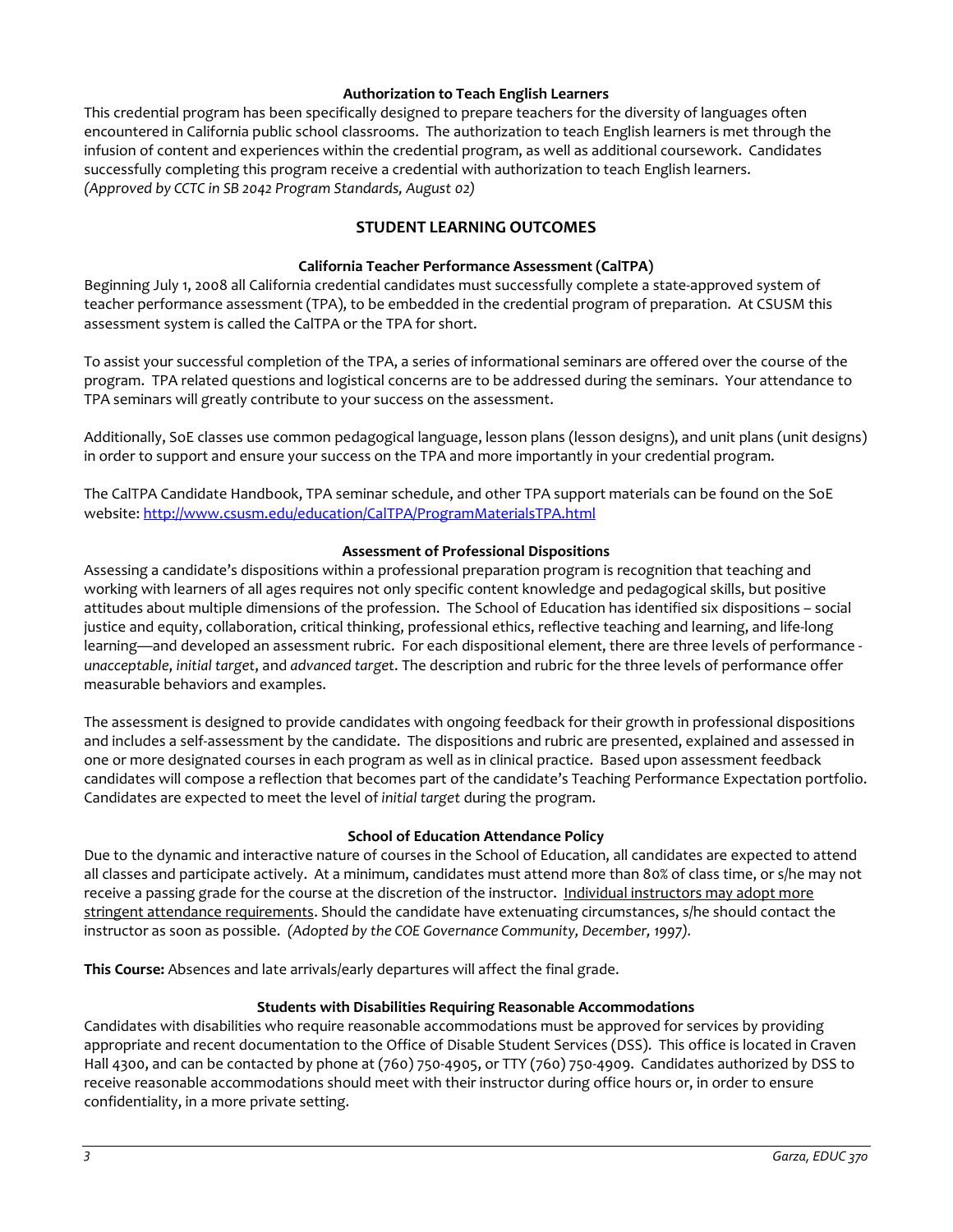### Authorization to Teach English Learners

This credential program has been specifically designed to prepare teachers for the diversity of languages often encountered in California public school classrooms. The authorization to teach English learners is met through the infusion of content and experiences within the credential program, as well as additional coursework. Candidates successfully completing this program receive a credential with authorization to teach English learners.
*(Approved by CCTC in SB 2042 Program Standards, August 02)*

## STUDENT LEARNING OUTCOMES

### California Teacher Performance Assessment (CalTPA)

Beginning July 1, 2008 all California credential candidates must successfully complete a state-approved system of teacher performance assessment (TPA), to be embedded in the credential program of preparation. At CSUSM this assessment system is called the CalTPA or the TPA for short.

To assist your successful completion of the TPA, a series of informational seminars are offered over the course of the program. TPA related questions and logistical concerns are to be addressed during the seminars. Your attendance to TPA seminars will greatly contribute to your success on the assessment.

Additionally, SoE classes use common pedagogical language, lesson plans (lesson designs), and unit plans (unit designs) in order to support and ensure your success on the TPA and more importantly in your credential program.

The CalTPA Candidate Handbook, TPA seminar schedule, and other TPA support materials can be found on the SoE website: [http://www.csusm.edu/education/CalTPA/ProgramMaterialsTPA.html](http://www.csusm.edu/education/CalTPA/ProgramMaterialsTPA.html)

### Assessment of Professional Dispositions

Assessing a candidate's dispositions within a professional preparation program is recognition that teaching and working with learners of all ages requires not only specific content knowledge and pedagogical skills, but positive attitudes about multiple dimensions of the profession. The School of Education has identified six dispositions – social justice and equity, collaboration, critical thinking, professional ethics, reflective teaching and learning, and life-long learning—and developed an assessment rubric. For each dispositional element, there are three levels of performance - *unacceptable*, *initial target*, and *advanced target*. The description and rubric for the three levels of performance offer measurable behaviors and examples.

The assessment is designed to provide candidates with ongoing feedback for their growth in professional dispositions and includes a self-assessment by the candidate. The dispositions and rubric are presented, explained and assessed in one or more designated courses in each program as well as in clinical practice. Based upon assessment feedback candidates will compose a reflection that becomes part of the candidate's Teaching Performance Expectation portfolio. Candidates are expected to meet the level of *initial target* during the program.

### School of Education Attendance Policy

Due to the dynamic and interactive nature of courses in the School of Education, all candidates are expected to attend all classes and participate actively. At a minimum, candidates must attend more than 80% of class time, or s/he may not receive a passing grade for the course at the discretion of the instructor. Individual instructors may adopt more stringent attendance requirements. Should the candidate have extenuating circumstances, s/he should contact the instructor as soon as possible. *(Adopted by the COE Governance Community, December, 1997).*

**This Course:** Absences and late arrivals/early departures will affect the final grade.

### Students with Disabilities Requiring Reasonable Accommodations

Candidates with disabilities who require reasonable accommodations must be approved for services by providing appropriate and recent documentation to the Office of Disable Student Services (DSS). This office is located in Craven Hall 4300, and can be contacted by phone at (760) 750-4905, or TTY (760) 750-4909. Candidates authorized by DSS to receive reasonable accommodations should meet with their instructor during office hours or, in order to ensure confidentiality, in a more private setting.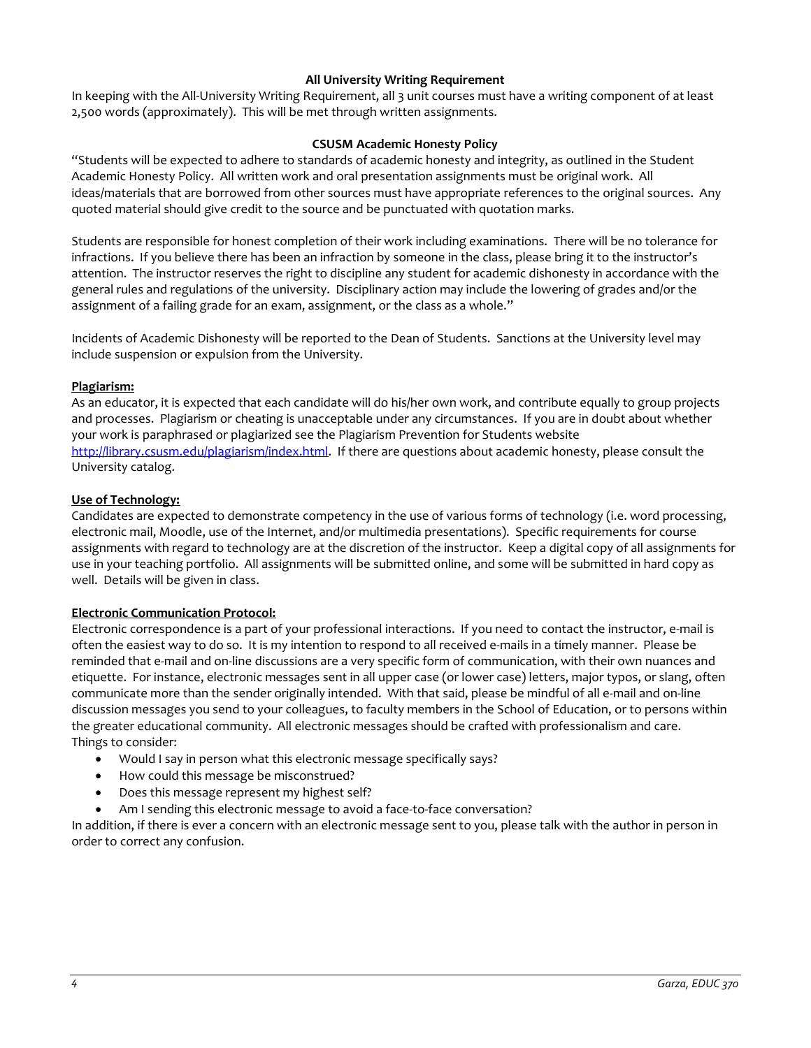### All University Writing Requirement

In keeping with the All-University Writing Requirement, all 3 unit courses must have a writing component of at least 2,500 words (approximately). This will be met through written assignments.

### CSUSM Academic Honesty Policy

"Students will be expected to adhere to standards of academic honesty and integrity, as outlined in the Student Academic Honesty Policy. All written work and oral presentation assignments must be original work. All ideas/materials that are borrowed from other sources must have appropriate references to the original sources. Any quoted material should give credit to the source and be punctuated with quotation marks.

Students are responsible for honest completion of their work including examinations. There will be no tolerance for infractions. If you believe there has been an infraction by someone in the class, please bring it to the instructor's attention. The instructor reserves the right to discipline any student for academic dishonesty in accordance with the general rules and regulations of the university. Disciplinary action may include the lowering of grades and/or the assignment of a failing grade for an exam, assignment, or the class as a whole."

Incidents of Academic Dishonesty will be reported to the Dean of Students. Sanctions at the University level may include suspension or expulsion from the University.

**Plagiarism:**

As an educator, it is expected that each candidate will do his/her own work, and contribute equally to group projects and processes. Plagiarism or cheating is unacceptable under any circumstances. If you are in doubt about whether your work is paraphrased or plagiarized see the Plagiarism Prevention for Students website http://library.csusm.edu/plagiarism/index.html. If there are questions about academic honesty, please consult the University catalog.

**Use of Technology:**

Candidates are expected to demonstrate competency in the use of various forms of technology (i.e. word processing, electronic mail, Moodle, use of the Internet, and/or multimedia presentations). Specific requirements for course assignments with regard to technology are at the discretion of the instructor. Keep a digital copy of all assignments for use in your teaching portfolio. All assignments will be submitted online, and some will be submitted in hard copy as well. Details will be given in class.

**Electronic Communication Protocol:**

Electronic correspondence is a part of your professional interactions. If you need to contact the instructor, e-mail is often the easiest way to do so. It is my intention to respond to all received e-mails in a timely manner. Please be reminded that e-mail and on-line discussions are a very specific form of communication, with their own nuances and etiquette. For instance, electronic messages sent in all upper case (or lower case) letters, major typos, or slang, often communicate more than the sender originally intended. With that said, please be mindful of all e-mail and on-line discussion messages you send to your colleagues, to faculty members in the School of Education, or to persons within the greater educational community. All electronic messages should be crafted with professionalism and care.
Things to consider:

- Would I say in person what this electronic message specifically says?
- How could this message be misconstrued?
- Does this message represent my highest self?
- Am I sending this electronic message to avoid a face-to-face conversation?

In addition, if there is ever a concern with an electronic message sent to you, please talk with the author in person in order to correct any confusion.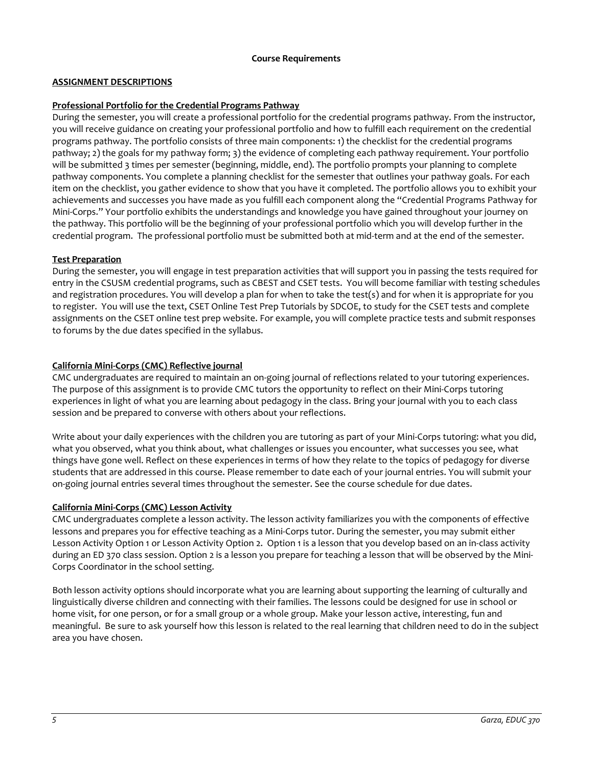**Course Requirements**

**ASSIGNMENT DESCRIPTIONS**

**Professional Portfolio for the Credential Programs Pathway**

During the semester, you will create a professional portfolio for the credential programs pathway. From the instructor, you will receive guidance on creating your professional portfolio and how to fulfill each requirement on the credential programs pathway. The portfolio consists of three main components: 1) the checklist for the credential programs pathway; 2) the goals for my pathway form; 3) the evidence of completing each pathway requirement. Your portfolio will be submitted 3 times per semester (beginning, middle, end). The portfolio prompts your planning to complete pathway components. You complete a planning checklist for the semester that outlines your pathway goals. For each item on the checklist, you gather evidence to show that you have it completed. The portfolio allows you to exhibit your achievements and successes you have made as you fulfill each component along the "Credential Programs Pathway for Mini-Corps." Your portfolio exhibits the understandings and knowledge you have gained throughout your journey on the pathway. This portfolio will be the beginning of your professional portfolio which you will develop further in the credential program. The professional portfolio must be submitted both at mid-term and at the end of the semester.

**Test Preparation**

During the semester, you will engage in test preparation activities that will support you in passing the tests required for entry in the CSUSM credential programs, such as CBEST and CSET tests. You will become familiar with testing schedules and registration procedures. You will develop a plan for when to take the test(s) and for when it is appropriate for you to register. You will use the text, CSET Online Test Prep Tutorials by SDCOE, to study for the CSET tests and complete assignments on the CSET online test prep website. For example, you will complete practice tests and submit responses to forums by the due dates specified in the syllabus.

**California Mini-Corps (CMC) Reflective journal**

CMC undergraduates are required to maintain an on-going journal of reflections related to your tutoring experiences. The purpose of this assignment is to provide CMC tutors the opportunity to reflect on their Mini-Corps tutoring experiences in light of what you are learning about pedagogy in the class. Bring your journal with you to each class session and be prepared to converse with others about your reflections.

Write about your daily experiences with the children you are tutoring as part of your Mini-Corps tutoring: what you did, what you observed, what you think about, what challenges or issues you encounter, what successes you see, what things have gone well. Reflect on these experiences in terms of how they relate to the topics of pedagogy for diverse students that are addressed in this course. Please remember to date each of your journal entries. You will submit your on-going journal entries several times throughout the semester. See the course schedule for due dates.

**California Mini-Corps (CMC) Lesson Activity**

CMC undergraduates complete a lesson activity. The lesson activity familiarizes you with the components of effective lessons and prepares you for effective teaching as a Mini-Corps tutor. During the semester, you may submit either Lesson Activity Option 1 or Lesson Activity Option 2. Option 1 is a lesson that you develop based on an in-class activity during an ED 370 class session. Option 2 is a lesson you prepare for teaching a lesson that will be observed by the Mini-Corps Coordinator in the school setting.

Both lesson activity options should incorporate what you are learning about supporting the learning of culturally and linguistically diverse children and connecting with their families. The lessons could be designed for use in school or home visit, for one person, or for a small group or a whole group. Make your lesson active, interesting, fun and meaningful. Be sure to ask yourself how this lesson is related to the real learning that children need to do in the subject area you have chosen.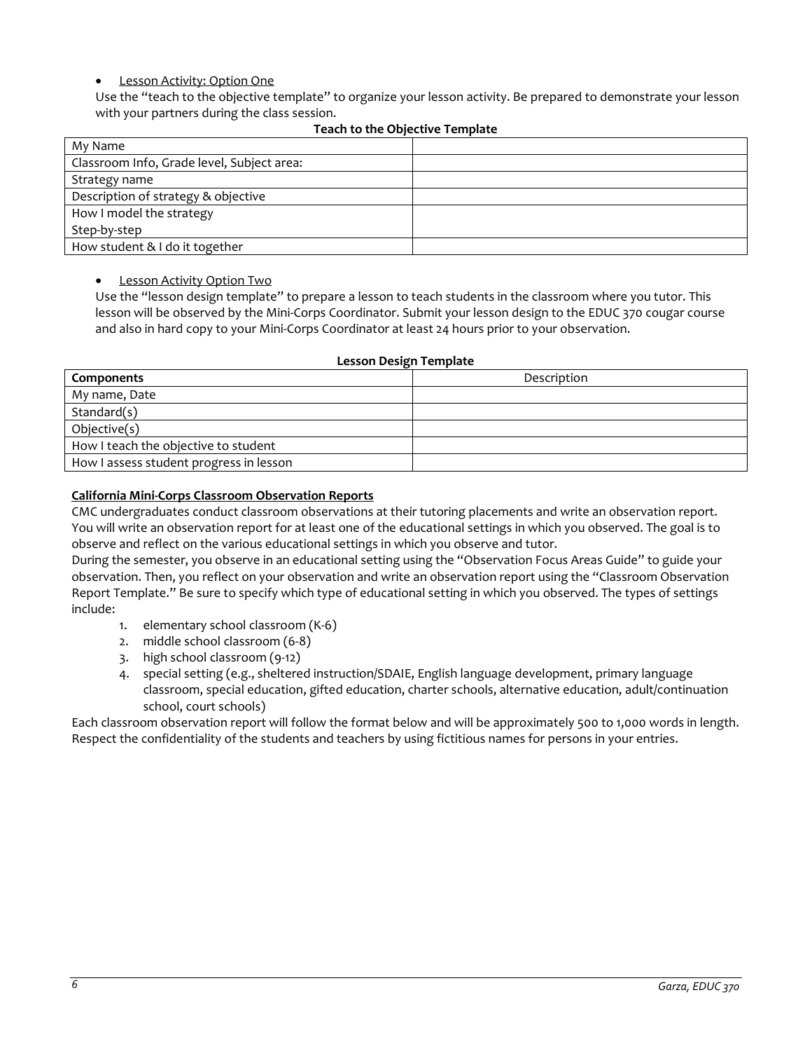- Lesson Activity: Option One

Use the "teach to the objective template" to organize your lesson activity. Be prepared to demonstrate your lesson with your partners during the class session.

**Teach to the Objective Template**

| My Name | |
|---|---|
| Classroom Info, Grade level, Subject area: | |
| Strategy name | |
| Description of strategy & objective | |
| How I model the strategy<br>Step-by-step | |
| How student & I do it together | |

- Lesson Activity Option Two

Use the "lesson design template" to prepare a lesson to teach students in the classroom where you tutor. This lesson will be observed by the Mini-Corps Coordinator. Submit your lesson design to the EDUC 370 cougar course and also in hard copy to your Mini-Corps Coordinator at least 24 hours prior to your observation.

**Lesson Design Template**

| **Components** | Description |
|---|---|
| My name, Date | |
| Standard(s) | |
| Objective(s) | |
| How I teach the objective to student | |
| How I assess student progress in lesson | |

**California Mini-Corps Classroom Observation Reports**

CMC undergraduates conduct classroom observations at their tutoring placements and write an observation report. You will write an observation report for at least one of the educational settings in which you observed. The goal is to observe and reflect on the various educational settings in which you observe and tutor.

During the semester, you observe in an educational setting using the "Observation Focus Areas Guide" to guide your observation. Then, you reflect on your observation and write an observation report using the "Classroom Observation Report Template." Be sure to specify which type of educational setting in which you observed. The types of settings include:

1. elementary school classroom (K-6)
2. middle school classroom (6-8)
3. high school classroom (9-12)
4. special setting (e.g., sheltered instruction/SDAIE, English language development, primary language classroom, special education, gifted education, charter schools, alternative education, adult/continuation school, court schools)

Each classroom observation report will follow the format below and will be approximately 500 to 1,000 words in length. Respect the confidentiality of the students and teachers by using fictitious names for persons in your entries.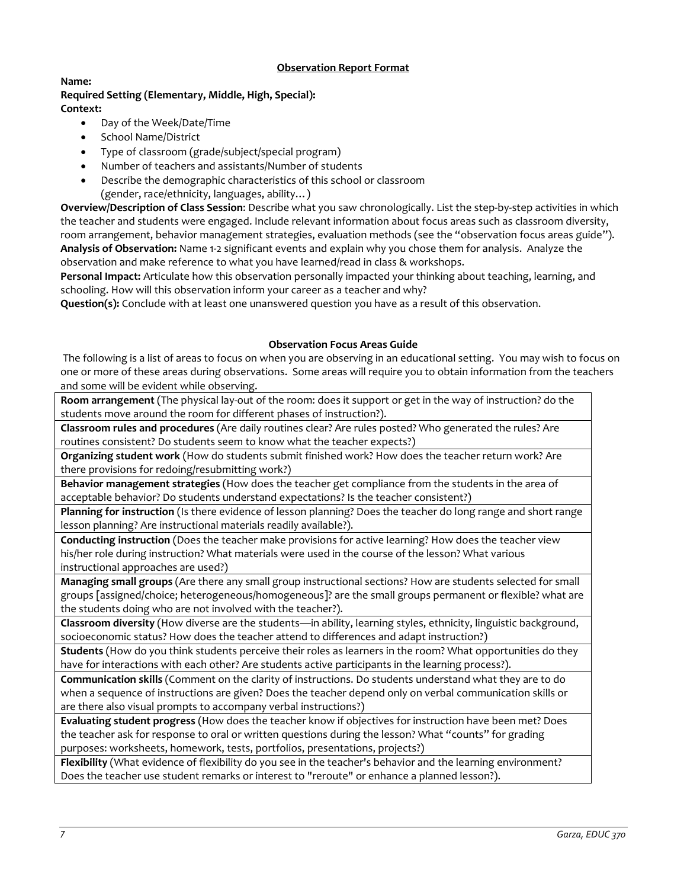## Observation Report Format

**Name:**

**Required Setting (Elementary, Middle, High, Special):**

**Context:**

- Day of the Week/Date/Time
- School Name/District
- Type of classroom (grade/subject/special program)
- Number of teachers and assistants/Number of students
- Describe the demographic characteristics of this school or classroom (gender, race/ethnicity, languages, ability… )

**Overview/Description of Class Session**: Describe what you saw chronologically. List the step-by-step activities in which the teacher and students were engaged. Include relevant information about focus areas such as classroom diversity, room arrangement, behavior management strategies, evaluation methods (see the "observation focus areas guide").

**Analysis of Observation:** Name 1-2 significant events and explain why you chose them for analysis. Analyze the observation and make reference to what you have learned/read in class & workshops.

**Personal Impact:** Articulate how this observation personally impacted your thinking about teaching, learning, and schooling. How will this observation inform your career as a teacher and why?

**Question(s):** Conclude with at least one unanswered question you have as a result of this observation.

### Observation Focus Areas Guide

The following is a list of areas to focus on when you are observing in an educational setting. You may wish to focus on one or more of these areas during observations. Some areas will require you to obtain information from the teachers and some will be evident while observing.

| |
|---|
| **Room arrangement** (The physical lay-out of the room: does it support or get in the way of instruction? do the students move around the room for different phases of instruction?). |
| **Classroom rules and procedures** (Are daily routines clear? Are rules posted? Who generated the rules? Are routines consistent? Do students seem to know what the teacher expects?) |
| **Organizing student work** (How do students submit finished work? How does the teacher return work? Are there provisions for redoing/resubmitting work?) |
| **Behavior management strategies** (How does the teacher get compliance from the students in the area of acceptable behavior? Do students understand expectations? Is the teacher consistent?) |
| **Planning for instruction** (Is there evidence of lesson planning? Does the teacher do long range and short range lesson planning? Are instructional materials readily available?). |
| **Conducting instruction** (Does the teacher make provisions for active learning? How does the teacher view his/her role during instruction? What materials were used in the course of the lesson? What various instructional approaches are used?) |
| **Managing small groups** (Are there any small group instructional sections? How are students selected for small groups [assigned/choice; heterogeneous/homogeneous]? are the small groups permanent or flexible? what are the students doing who are not involved with the teacher?). |
| **Classroom diversity** (How diverse are the students—in ability, learning styles, ethnicity, linguistic background, socioeconomic status? How does the teacher attend to differences and adapt instruction?) |
| **Students** (How do you think students perceive their roles as learners in the room? What opportunities do they have for interactions with each other? Are students active participants in the learning process?). |
| **Communication skills** (Comment on the clarity of instructions. Do students understand what they are to do when a sequence of instructions are given? Does the teacher depend only on verbal communication skills or are there also visual prompts to accompany verbal instructions?) |
| **Evaluating student progress** (How does the teacher know if objectives for instruction have been met? Does the teacher ask for response to oral or written questions during the lesson? What "counts" for grading purposes: worksheets, homework, tests, portfolios, presentations, projects?) |
| **Flexibility** (What evidence of flexibility do you see in the teacher's behavior and the learning environment? Does the teacher use student remarks or interest to "reroute" or enhance a planned lesson?). |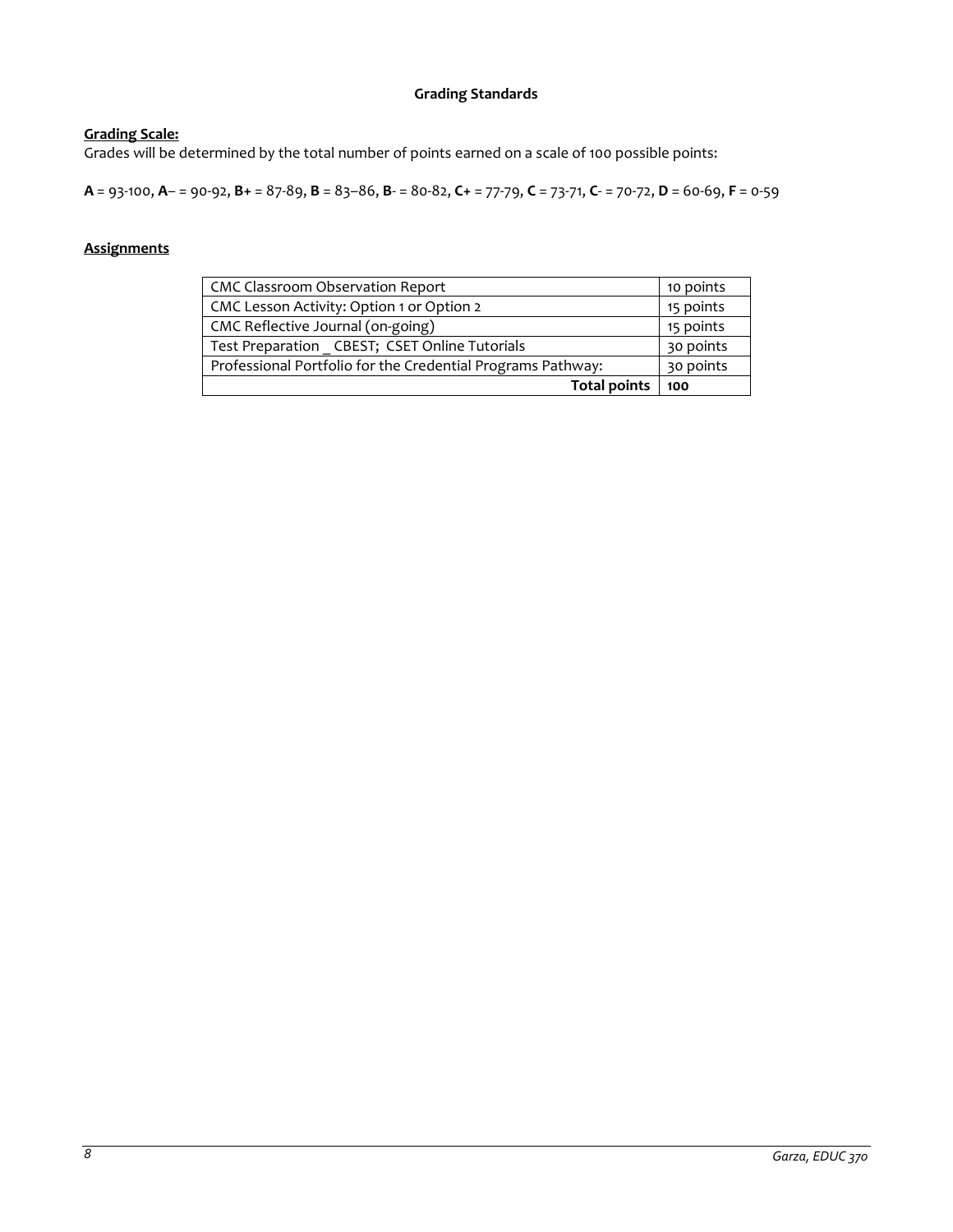## Grading Standards

**Grading Scale:**

Grades will be determined by the total number of points earned on a scale of 100 possible points:

**A** = 93-100, **A**– = 90-92, **B+** = 87-89, **B** = 83–86, **B**- = 80-82, **C+** = 77-79, **C** = 73-71, **C**- = 70-72, **D** = 60-69, **F** = 0-59

**Assignments**

| Assignment | Points |
|---|---|
| CMC Classroom Observation Report | 10 points |
| CMC Lesson Activity: Option 1 or Option 2 | 15 points |
| CMC Reflective Journal (on-going) | 15 points |
| Test Preparation _ CBEST; CSET Online Tutorials | 30 points |
| Professional Portfolio for the Credential Programs Pathway: | 30 points |
| **Total points** | **100** |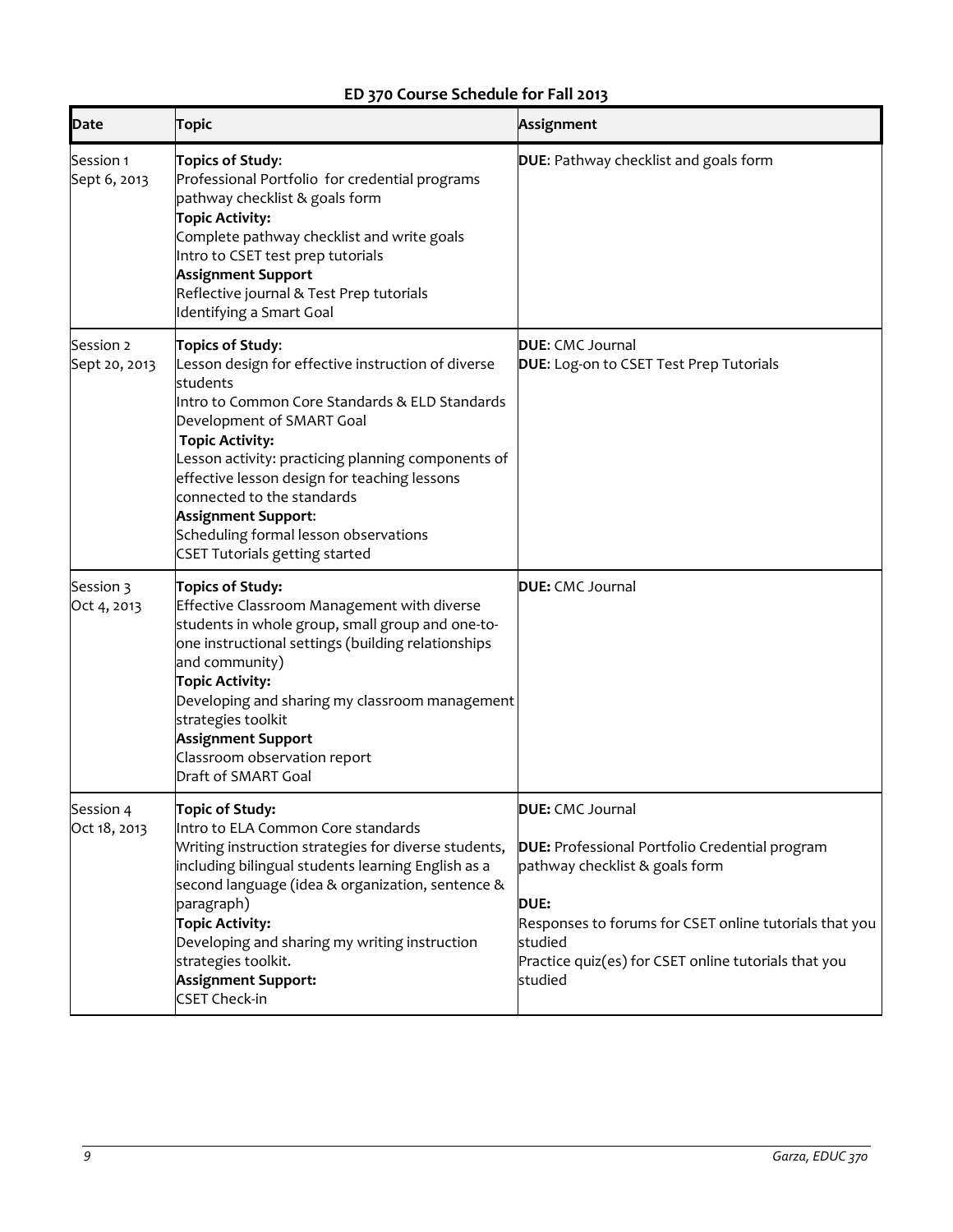# ED 370 Course Schedule for Fall 2013

| Date | Topic | Assignment |
|---|---|---|
| Session 1<br>Sept 6, 2013 | **Topics of Study**:<br>Professional Portfolio for credential programs pathway checklist & goals form<br>**Topic Activity:**<br>Complete pathway checklist and write goals<br>Intro to CSET test prep tutorials<br>**Assignment Support**<br>Reflective journal & Test Prep tutorials<br>Identifying a Smart Goal | **DUE**: Pathway checklist and goals form |
| Session 2<br>Sept 20, 2013 | **Topics of Study**:<br>Lesson design for effective instruction of diverse students<br>Intro to Common Core Standards & ELD Standards<br>Development of SMART Goal<br>**Topic Activity:**<br>Lesson activity: practicing planning components of effective lesson design for teaching lessons connected to the standards<br>**Assignment Support**:<br>Scheduling formal lesson observations<br>CSET Tutorials getting started | **DUE**: CMC Journal<br>**DUE**: Log-on to CSET Test Prep Tutorials |
| Session 3<br>Oct 4, 2013 | **Topics of Study:**<br>Effective Classroom Management with diverse students in whole group, small group and one-to-one instructional settings (building relationships and community)<br>**Topic Activity:**<br>Developing and sharing my classroom management strategies toolkit<br>**Assignment Support**<br>Classroom observation report<br>Draft of SMART Goal | **DUE:** CMC Journal |
| Session 4<br>Oct 18, 2013 | **Topic of Study:**<br>Intro to ELA Common Core standards<br>Writing instruction strategies for diverse students, including bilingual students learning English as a second language (idea & organization, sentence & paragraph)<br>**Topic Activity:**<br>Developing and sharing my writing instruction strategies toolkit.<br>**Assignment Support:**<br>CSET Check-in | **DUE:** CMC Journal<br><br>**DUE:** Professional Portfolio Credential program pathway checklist & goals form<br><br>**DUE:**<br>Responses to forums for CSET online tutorials that you studied<br>Practice quiz(es) for CSET online tutorials that you studied |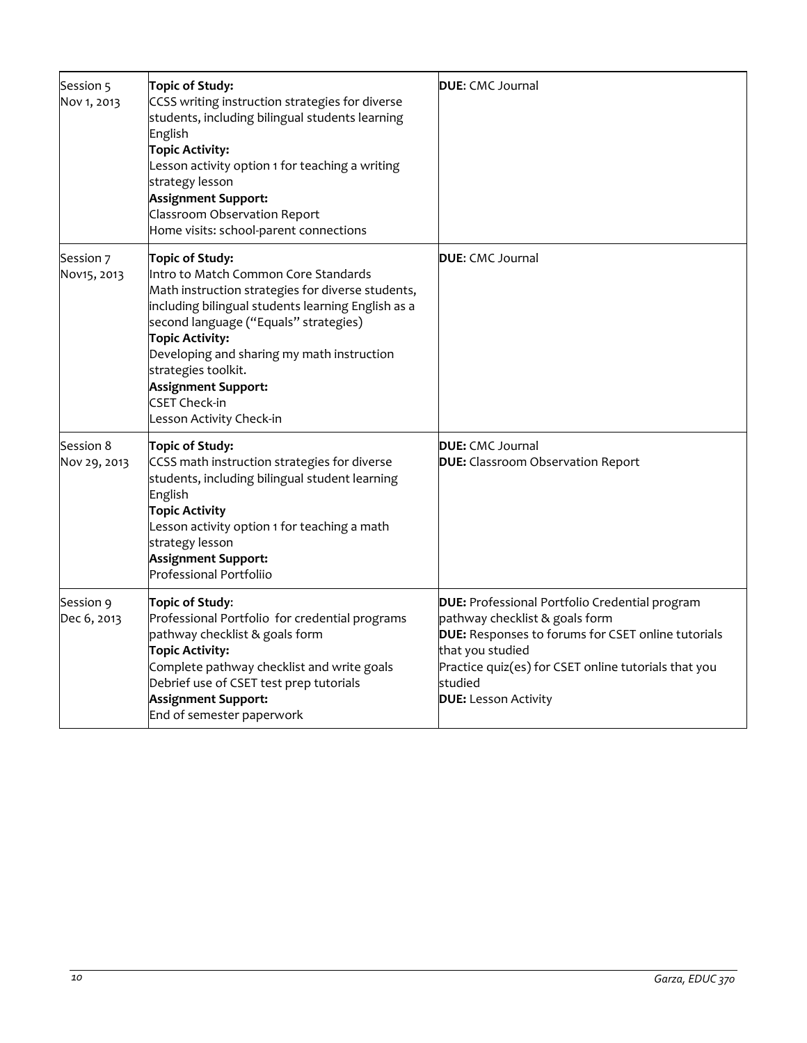| | | |
|---|---|---|
| Session 5<br>Nov 1, 2013 | **Topic of Study:**<br>CCSS writing instruction strategies for diverse students, including bilingual students learning English<br>**Topic Activity:**<br>Lesson activity option 1 for teaching a writing strategy lesson<br>**Assignment Support:**<br>Classroom Observation Report<br>Home visits: school-parent connections | **DUE**: CMC Journal |
| Session 7<br>Nov15, 2013 | **Topic of Study:**<br>Intro to Match Common Core Standards<br>Math instruction strategies for diverse students, including bilingual students learning English as a second language ("Equals" strategies)<br>**Topic Activity:**<br>Developing and sharing my math instruction strategies toolkit.<br>**Assignment Support:**<br>CSET Check-in<br>Lesson Activity Check-in | **DUE**: CMC Journal |
| Session 8<br>Nov 29, 2013 | **Topic of Study:**<br>CCSS math instruction strategies for diverse students, including bilingual student learning English<br>**Topic Activity**<br>Lesson activity option 1 for teaching a math strategy lesson<br>**Assignment Support:**<br>Professional Portfoliio | **DUE:** CMC Journal<br>**DUE:** Classroom Observation Report |
| Session 9<br>Dec 6, 2013 | **Topic of Study**:<br>Professional Portfolio for credential programs pathway checklist & goals form<br>**Topic Activity:**<br>Complete pathway checklist and write goals<br>Debrief use of CSET test prep tutorials<br>**Assignment Support:**<br>End of semester paperwork | **DUE:** Professional Portfolio Credential program pathway checklist & goals form<br>**DUE:** Responses to forums for CSET online tutorials that you studied<br>Practice quiz(es) for CSET online tutorials that you studied<br>**DUE:** Lesson Activity |